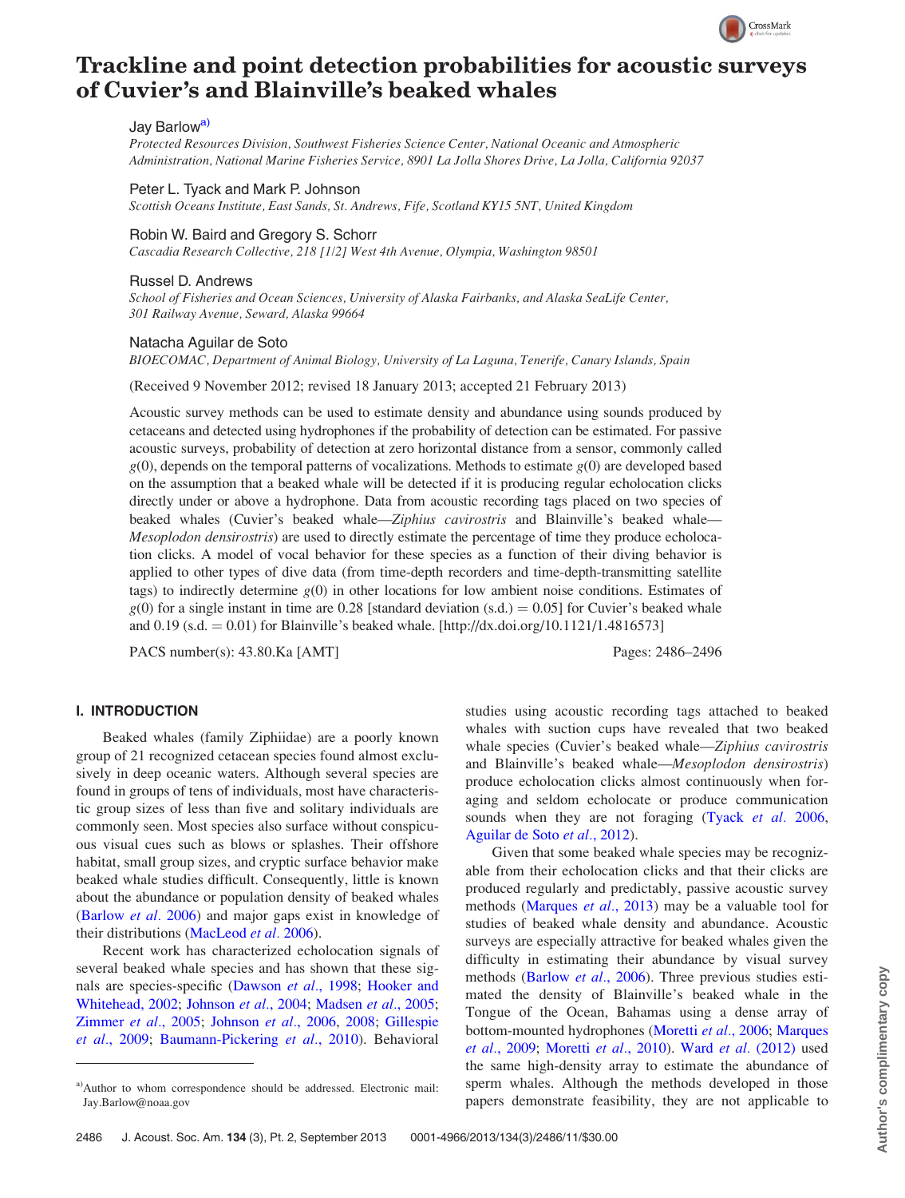# Trackline and point detection probabilities for acoustic surveys of Cuvier's and Blainville's beaked whales

Jay Barlow[a]

*Protected Resources Division, Southwest Fisheries Science Center, National Oceanic and Atmospheric Administration, National Marine Fisheries Service, 8901 La Jolla Shores Drive, La Jolla, California 92037*

Peter L. Tyack and Mark P. Johnson

*Scottish Oceans Institute, East Sands, St. Andrews, Fife, Scotland KY15 5NT, United Kingdom*

Robin W. Baird and Gregory S. Schorr

*Cascadia Research Collective, 218 [1/2] West 4th Avenue, Olympia, Washington 98501*

Russel D. Andrews

*School of Fisheries and Ocean Sciences, University of Alaska Fairbanks, and Alaska SeaLife Center, 301 Railway Avenue, Seward, Alaska 99664*

Natacha Aguilar de Soto

*BIOECOMAC, Department of Animal Biology, University of La Laguna, Tenerife, Canary Islands, Spain*

(Received 9 November 2012; revised 18 January 2013; accepted 21 February 2013)

Acoustic survey methods can be used to estimate density and abundance using sounds produced by cetaceans and detected using hydrophones if the probability of detection can be estimated. For passive acoustic surveys, probability of detection at zero horizontal distance from a sensor, commonly called $g(0)$, depends on the temporal patterns of vocalizations. Methods to estimate $g(0)$ are developed based on the assumption that a beaked whale will be detected if it is producing regular echolocation clicks directly under or above a hydrophone. Data from acoustic recording tags placed on two species of beaked whales (Cuvier's beaked whale—*Ziphius cavirostris* and Blainville's beaked whale—*Mesoplodon densirostris*) are used to directly estimate the percentage of time they produce echolocation clicks. A model of vocal behavior for these species as a function of their diving behavior is applied to other types of dive data (from time-depth recorders and time-depth-transmitting satellite tags) to indirectly determine $g(0)$ in other locations for low ambient noise conditions. Estimates of $g(0)$ for a single instant in time are 0.28 [standard deviation (s.d.) = 0.05] for Cuvier's beaked whale and 0.19 (s.d. = 0.01) for Blainville's beaked whale. [http://dx.doi.org/10.1121/1.4816573]

PACS number(s): 43.80.Ka [AMT]

## I. INTRODUCTION

Beaked whales (family Ziphiidae) are a poorly known group of 21 recognized cetacean species found almost exclusively in deep oceanic waters. Although several species are found in groups of tens of individuals, most have characteristic group sizes of less than five and solitary individuals are commonly seen. Most species also surface without conspicuous visual cues such as blows or splashes. Their offshore habitat, small group sizes, and cryptic surface behavior make beaked whale studies difficult. Consequently, little is known about the abundance or population density of beaked whales (Barlow *et al.* 2006) and major gaps exist in knowledge of their distributions (MacLeod *et al.* 2006).

Recent work has characterized echolocation signals of several beaked whale species and has shown that these signals are species-specific (Dawson *et al.*, 1998; Hooker and Whitehead, 2002; Johnson *et al.*, 2004; Madsen *et al.*, 2005; Zimmer *et al.*, 2005; Johnson *et al.*, 2006, 2008; Gillespie *et al.*, 2009; Baumann-Pickering *et al.*, 2010). Behavioral studies using acoustic recording tags attached to beaked whales with suction cups have revealed that two beaked whale species (Cuvier's beaked whale—*Ziphius cavirostris* and Blainville's beaked whale—*Mesoplodon densirostris*) produce echolocation clicks almost continuously when foraging and seldom echolocate or produce communication sounds when they are not foraging (Tyack *et al.* 2006, Aguilar de Soto *et al.*, 2012).

Given that some beaked whale species may be recognizable from their echolocation clicks and that their clicks are produced regularly and predictably, passive acoustic survey methods (Marques *et al.*, 2013) may be a valuable tool for studies of beaked whale density and abundance. Acoustic surveys are especially attractive for beaked whales given the difficulty in estimating their abundance by visual survey methods (Barlow *et al.*, 2006). Three previous studies estimated the density of Blainville's beaked whale in the Tongue of the Ocean, Bahamas using a dense array of bottom-mounted hydrophones (Moretti *et al.*, 2006; Marques *et al.*, 2009; Moretti *et al.*, 2010). Ward *et al.* (2012) used the same high-density array to estimate the abundance of sperm whales. Although the methods developed in those papers demonstrate feasibility, they are not applicable to

[a]Author to whom correspondence should be addressed. Electronic mail: Jay.Barlow@noaa.gov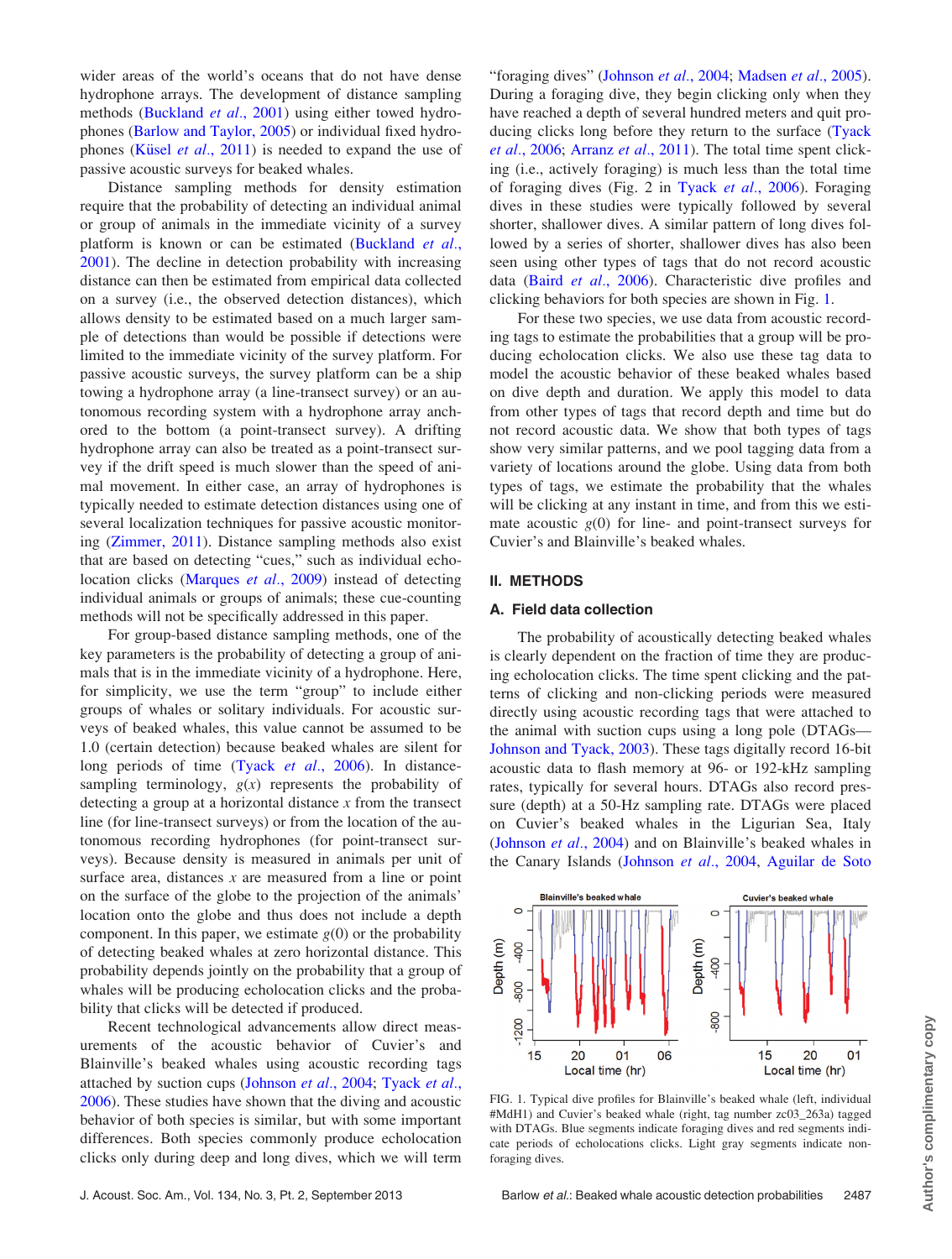wider areas of the world's oceans that do not have dense hydrophone arrays. The development of distance sampling methods (Buckland *et al.*, 2001) using either towed hydrophones (Barlow and Taylor, 2005) or individual fixed hydrophones (Küsel *et al.*, 2011) is needed to expand the use of passive acoustic surveys for beaked whales.

Distance sampling methods for density estimation require that the probability of detecting an individual animal or group of animals in the immediate vicinity of a survey platform is known or can be estimated (Buckland *et al.*, 2001). The decline in detection probability with increasing distance can then be estimated from empirical data collected on a survey (i.e., the observed detection distances), which allows density to be estimated based on a much larger sample of detections than would be possible if detections were limited to the immediate vicinity of the survey platform. For passive acoustic surveys, the survey platform can be a ship towing a hydrophone array (a line-transect survey) or an autonomous recording system with a hydrophone array anchored to the bottom (a point-transect survey). A drifting hydrophone array can also be treated as a point-transect survey if the drift speed is much slower than the speed of animal movement. In either case, an array of hydrophones is typically needed to estimate detection distances using one of several localization techniques for passive acoustic monitoring (Zimmer, 2011). Distance sampling methods also exist that are based on detecting "cues," such as individual echolocation clicks (Marques *et al.*, 2009) instead of detecting individual animals or groups of animals; these cue-counting methods will not be specifically addressed in this paper.

For group-based distance sampling methods, one of the key parameters is the probability of detecting a group of animals that is in the immediate vicinity of a hydrophone. Here, for simplicity, we use the term "group" to include either groups of whales or solitary individuals. For acoustic surveys of beaked whales, this value cannot be assumed to be 1.0 (certain detection) because beaked whales are silent for long periods of time (Tyack *et al.*, 2006). In distance-sampling terminology, $g(x)$ represents the probability of detecting a group at a horizontal distance $x$ from the transect line (for line-transect surveys) or from the location of the autonomous recording hydrophones (for point-transect surveys). Because density is measured in animals per unit of surface area, distances $x$ are measured from a line or point on the surface of the globe to the projection of the animals' location onto the globe and thus does not include a depth component. In this paper, we estimate $g(0)$ or the probability of detecting beaked whales at zero horizontal distance. This probability depends jointly on the probability that a group of whales will be producing echolocation clicks and the probability that clicks will be detected if produced.

Recent technological advancements allow direct measurements of the acoustic behavior of Cuvier's and Blainville's beaked whales using acoustic recording tags attached by suction cups (Johnson *et al.*, 2004; Tyack *et al.*, 2006). These studies have shown that the diving and acoustic behavior of both species is similar, but with some important differences. Both species commonly produce echolocation clicks only during deep and long dives, which we will term "foraging dives" (Johnson *et al.*, 2004; Madsen *et al.*, 2005). During a foraging dive, they begin clicking only when they have reached a depth of several hundred meters and quit producing clicks long before they return to the surface (Tyack *et al.*, 2006; Arranz *et al.*, 2011). The total time spent clicking (i.e., actively foraging) is much less than the total time of foraging dives (Fig. 2 in Tyack *et al.*, 2006). Foraging dives in these studies were typically followed by several shorter, shallower dives. A similar pattern of long dives followed by a series of shorter, shallower dives has also been seen using other types of tags that do not record acoustic data (Baird *et al.*, 2006). Characteristic dive profiles and clicking behaviors for both species are shown in Fig. 1.

For these two species, we use data from acoustic recording tags to estimate the probabilities that a group will be producing echolocation clicks. We also use these tag data to model the acoustic behavior of these beaked whales based on dive depth and duration. We apply this model to data from other types of tags that record depth and time but do not record acoustic data. We show that both types of tags show very similar patterns, and we pool tagging data from a variety of locations around the globe. Using data from both types of tags, we estimate the probability that the whales will be clicking at any instant in time, and from this we estimate acoustic $g(0)$ for line- and point-transect surveys for Cuvier's and Blainville's beaked whales.

## II. METHODS

### A. Field data collection

The probability of acoustically detecting beaked whales is clearly dependent on the fraction of time they are producing echolocation clicks. The time spent clicking and the patterns of clicking and non-clicking periods were measured directly using acoustic recording tags that were attached to the animal with suction cups using a long pole (DTAGs—Johnson and Tyack, 2003). These tags digitally record 16-bit acoustic data to flash memory at 96- or 192-kHz sampling rates, typically for several hours. DTAGs also record pressure (depth) at a 50-Hz sampling rate. DTAGs were placed on Cuvier's beaked whales in the Ligurian Sea, Italy (Johnson *et al.*, 2004) and on Blainville's beaked whales in the Canary Islands (Johnson *et al.*, 2004, Aguilar de Soto

FIG. 1. Typical dive profiles for Blainville's beaked whale (left, individual #MdH1) and Cuvier's beaked whale (right, tag number zc03_263a) tagged with DTAGs. Blue segments indicate foraging dives and red segments indicate periods of echolocations clicks. Light gray segments indicate non-foraging dives.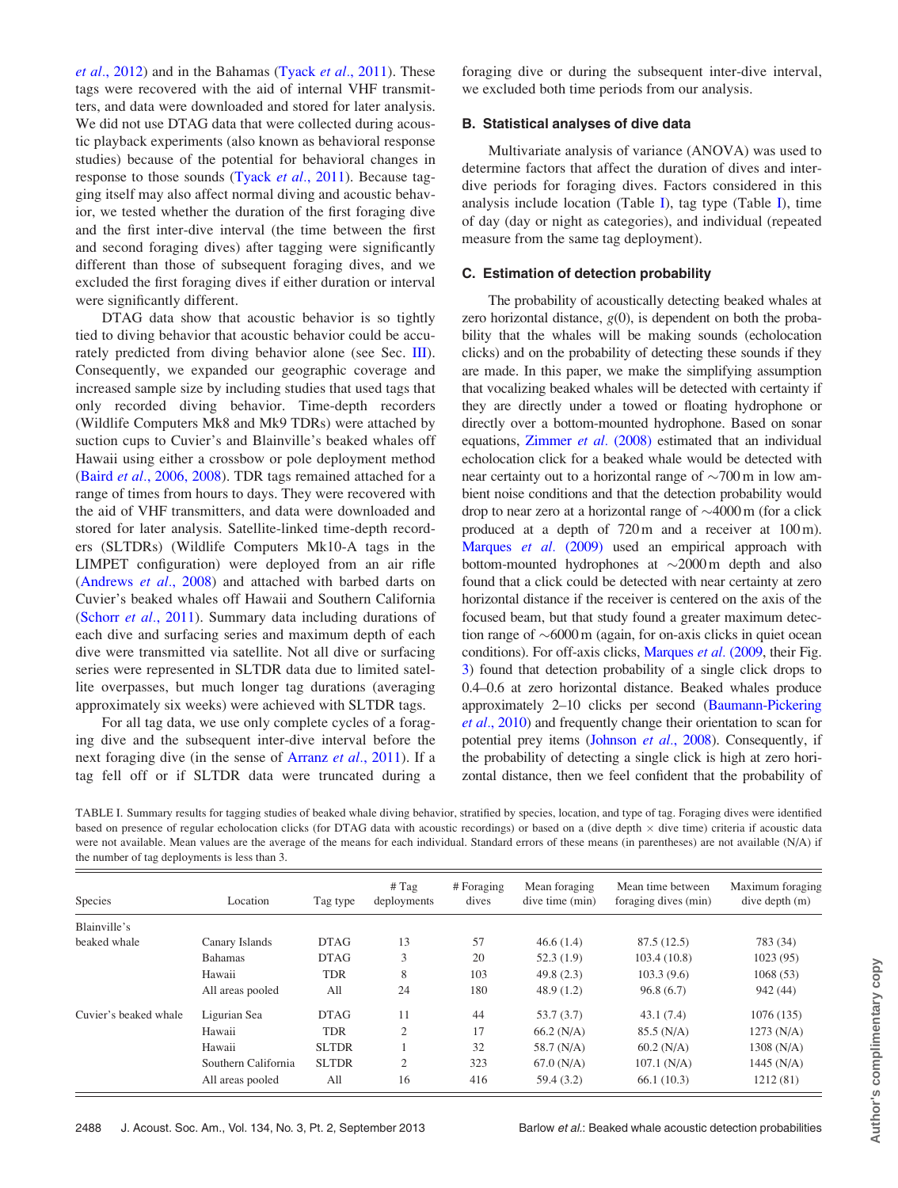*et al.*, 2012) and in the Bahamas (Tyack *et al.*, 2011). These tags were recovered with the aid of internal VHF transmitters, and data were downloaded and stored for later analysis. We did not use DTAG data that were collected during acoustic playback experiments (also known as behavioral response studies) because of the potential for behavioral changes in response to those sounds (Tyack *et al.*, 2011). Because tagging itself may also affect normal diving and acoustic behavior, we tested whether the duration of the first foraging dive and the first inter-dive interval (the time between the first and second foraging dives) after tagging were significantly different than those of subsequent foraging dives, and we excluded the first foraging dives if either duration or interval were significantly different.

DTAG data show that acoustic behavior is so tightly tied to diving behavior that acoustic behavior could be accurately predicted from diving behavior alone (see Sec. III). Consequently, we expanded our geographic coverage and increased sample size by including studies that used tags that only recorded diving behavior. Time-depth recorders (Wildlife Computers Mk8 and Mk9 TDRs) were attached by suction cups to Cuvier's and Blainville's beaked whales off Hawaii using either a crossbow or pole deployment method (Baird *et al.*, 2006, 2008). TDR tags remained attached for a range of times from hours to days. They were recovered with the aid of VHF transmitters, and data were downloaded and stored for later analysis. Satellite-linked time-depth recorders (SLTDRs) (Wildlife Computers Mk10-A tags in the LIMPET configuration) were deployed from an air rifle (Andrews *et al.*, 2008) and attached with barbed darts on Cuvier's beaked whales off Hawaii and Southern California (Schorr *et al.*, 2011). Summary data including durations of each dive and surfacing series and maximum depth of each dive were transmitted via satellite. Not all dive or surfacing series were represented in SLTDR data due to limited satellite overpasses, but much longer tag durations (averaging approximately six weeks) were achieved with SLTDR tags.

For all tag data, we use only complete cycles of a foraging dive and the subsequent inter-dive interval before the next foraging dive (in the sense of Arranz *et al.*, 2011). If a tag fell off or if SLTDR data were truncated during a foraging dive or during the subsequent inter-dive interval, we excluded both time periods from our analysis.

### B. Statistical analyses of dive data

Multivariate analysis of variance (ANOVA) was used to determine factors that affect the duration of dives and inter-dive periods for foraging dives. Factors considered in this analysis include location (Table I), tag type (Table I), time of day (day or night as categories), and individual (repeated measure from the same tag deployment).

### C. Estimation of detection probability

The probability of acoustically detecting beaked whales at zero horizontal distance, $g(0)$, is dependent on both the probability that the whales will be making sounds (echolocation clicks) and on the probability of detecting these sounds if they are made. In this paper, we make the simplifying assumption that vocalizing beaked whales will be detected with certainty if they are directly under a towed or floating hydrophone or directly over a bottom-mounted hydrophone. Based on sonar equations, Zimmer *et al.* (2008) estimated that an individual echolocation click for a beaked whale would be detected with near certainty out to a horizontal range of ~700 m in low ambient noise conditions and that the detection probability would drop to near zero at a horizontal range of ~4000 m (for a click produced at a depth of 720 m and a receiver at 100 m). Marques *et al.* (2009) used an empirical approach with bottom-mounted hydrophones at ~2000 m depth and also found that a click could be detected with near certainty at zero horizontal distance if the receiver is centered on the axis of the focused beam, but that study found a greater maximum detection range of ~6000 m (again, for on-axis clicks in quiet ocean conditions). For off-axis clicks, Marques *et al.* (2009, their Fig. 3) found that detection probability of a single click drops to 0.4–0.6 at zero horizontal distance. Beaked whales produce approximately 2–10 clicks per second (Baumann-Pickering *et al.*, 2010) and frequently change their orientation to scan for potential prey items (Johnson *et al.*, 2008). Consequently, if the probability of detecting a single click is high at zero horizontal distance, then we feel confident that the probability of

TABLE I. Summary results for tagging studies of beaked whale diving behavior, stratified by species, location, and type of tag. Foraging dives were identified based on presence of regular echolocation clicks (for DTAG data with acoustic recordings) or based on a (dive depth × dive time) criteria if acoustic data were not available. Mean values are the average of the means for each individual. Standard errors of these means (in parentheses) are not available (N/A) if the number of tag deployments is less than 3.

| Species | Location | Tag type | # Tag deployments | # Foraging dives | Mean foraging dive time (min) | Mean time between foraging dives (min) | Maximum foraging dive depth (m) |
|---|---|---|---|---|---|---|---|
| Blainville's beaked whale | Canary Islands | DTAG | 13 | 57 | 46.6 (1.4) | 87.5 (12.5) | 783 (34) |
| | Bahamas | DTAG | 3 | 20 | 52.3 (1.9) | 103.4 (10.8) | 1023 (95) |
| | Hawaii | TDR | 8 | 103 | 49.8 (2.3) | 103.3 (9.6) | 1068 (53) |
| | All areas pooled | All | 24 | 180 | 48.9 (1.2) | 96.8 (6.7) | 942 (44) |
| Cuvier's beaked whale | Ligurian Sea | DTAG | 11 | 44 | 53.7 (3.7) | 43.1 (7.4) | 1076 (135) |
| | Hawaii | TDR | 2 | 17 | 66.2 (N/A) | 85.5 (N/A) | 1273 (N/A) |
| | Hawaii | SLTDR | 1 | 32 | 58.7 (N/A) | 60.2 (N/A) | 1308 (N/A) |
| | Southern California | SLTDR | 2 | 323 | 67.0 (N/A) | 107.1 (N/A) | 1445 (N/A) |
| | All areas pooled | All | 16 | 416 | 59.4 (3.2) | 66.1 (10.3) | 1212 (81) |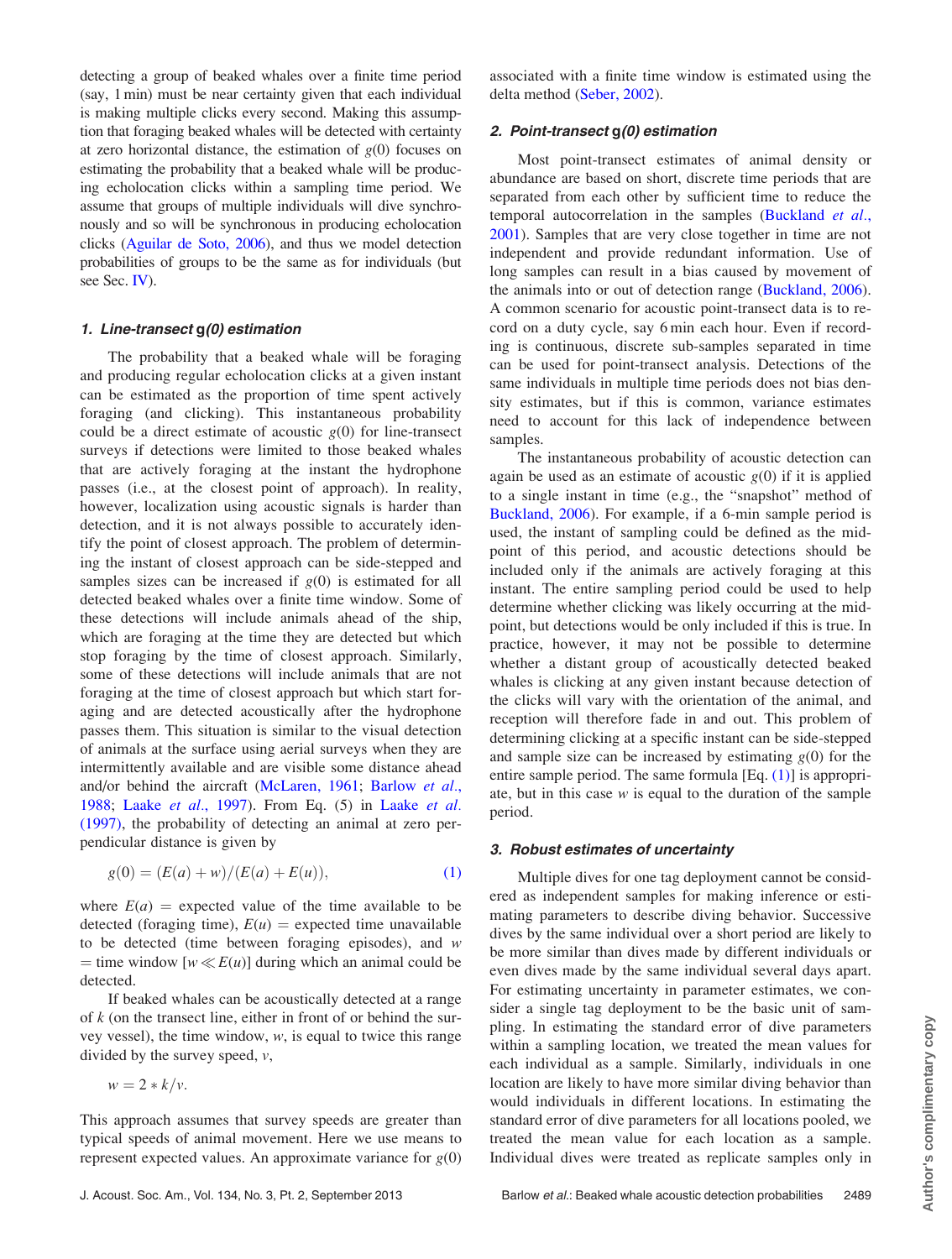detecting a group of beaked whales over a finite time period (say, 1 min) must be near certainty given that each individual is making multiple clicks every second. Making this assumption that foraging beaked whales will be detected with certainty at zero horizontal distance, the estimation of $g(0)$ focuses on estimating the probability that a beaked whale will be producing echolocation clicks within a sampling time period. We assume that groups of multiple individuals will dive synchronously and so will be synchronous in producing echolocation clicks (Aguilar de Soto, 2006), and thus we model detection probabilities of groups to be the same as for individuals (but see Sec. IV).

#### *1. Line-transect g(0) estimation*

The probability that a beaked whale will be foraging and producing regular echolocation clicks at a given instant can be estimated as the proportion of time spent actively foraging (and clicking). This instantaneous probability could be a direct estimate of acoustic $g(0)$ for line-transect surveys if detections were limited to those beaked whales that are actively foraging at the instant the hydrophone passes (i.e., at the closest point of approach). In reality, however, localization using acoustic signals is harder than detection, and it is not always possible to accurately identify the point of closest approach. The problem of determining the instant of closest approach can be side-stepped and samples sizes can be increased if $g(0)$ is estimated for all detected beaked whales over a finite time window. Some of these detections will include animals ahead of the ship, which are foraging at the time they are detected but which stop foraging by the time of closest approach. Similarly, some of these detections will include animals that are not foraging at the time of closest approach but which start foraging and are detected acoustically after the hydrophone passes them. This situation is similar to the visual detection of animals at the surface using aerial surveys when they are intermittently available and are visible some distance ahead and/or behind the aircraft (McLaren, 1961; Barlow *et al.*, 1988; Laake *et al.*, 1997). From Eq. (5) in Laake *et al.* (1997), the probability of detecting an animal at zero perpendicular distance is given by

$$g(0) = (E(a) + w)/(E(a) + E(u)), \tag{1}$$

where $E(a)$ = expected value of the time available to be detected (foraging time), $E(u)$ = expected time unavailable to be detected (time between foraging episodes), and $w$ = time window [$w \ll E(u)$] during which an animal could be detected.

If beaked whales can be acoustically detected at a range of $k$ (on the transect line, either in front of or behind the survey vessel), the time window, $w$, is equal to twice this range divided by the survey speed, $v$,

$$w = 2 * k/v.$$

This approach assumes that survey speeds are greater than typical speeds of animal movement. Here we use means to represent expected values. An approximate variance for $g(0)$ associated with a finite time window is estimated using the delta method (Seber, 2002).

#### *2. Point-transect g(0) estimation*

Most point-transect estimates of animal density or abundance are based on short, discrete time periods that are separated from each other by sufficient time to reduce the temporal autocorrelation in the samples (Buckland *et al.*, 2001). Samples that are very close together in time are not independent and provide redundant information. Use of long samples can result in a bias caused by movement of the animals into or out of detection range (Buckland, 2006). A common scenario for acoustic point-transect data is to record on a duty cycle, say 6 min each hour. Even if recording is continuous, discrete sub-samples separated in time can be used for point-transect analysis. Detections of the same individuals in multiple time periods does not bias density estimates, but if this is common, variance estimates need to account for this lack of independence between samples.

The instantaneous probability of acoustic detection can again be used as an estimate of acoustic $g(0)$ if it is applied to a single instant in time (e.g., the "snapshot" method of Buckland, 2006). For example, if a 6-min sample period is used, the instant of sampling could be defined as the midpoint of this period, and acoustic detections should be included only if the animals are actively foraging at this instant. The entire sampling period could be used to help determine whether clicking was likely occurring at the midpoint, but detections would be only included if this is true. In practice, however, it may not be possible to determine whether a distant group of acoustically detected beaked whales is clicking at any given instant because detection of the clicks will vary with the orientation of the animal, and reception will therefore fade in and out. This problem of determining clicking at a specific instant can be side-stepped and sample size can be increased by estimating $g(0)$ for the entire sample period. The same formula [Eq. (1)] is appropriate, but in this case $w$ is equal to the duration of the sample period.

#### *3. Robust estimates of uncertainty*

Multiple dives for one tag deployment cannot be considered as independent samples for making inference or estimating parameters to describe diving behavior. Successive dives by the same individual over a short period are likely to be more similar than dives made by different individuals or even dives made by the same individual several days apart. For estimating uncertainty in parameter estimates, we consider a single tag deployment to be the basic unit of sampling. In estimating the standard error of dive parameters within a sampling location, we treated the mean values for each individual as a sample. Similarly, individuals in one location are likely to have more similar diving behavior than would individuals in different locations. In estimating the standard error of dive parameters for all locations pooled, we treated the mean value for each location as a sample. Individual dives were treated as replicate samples only in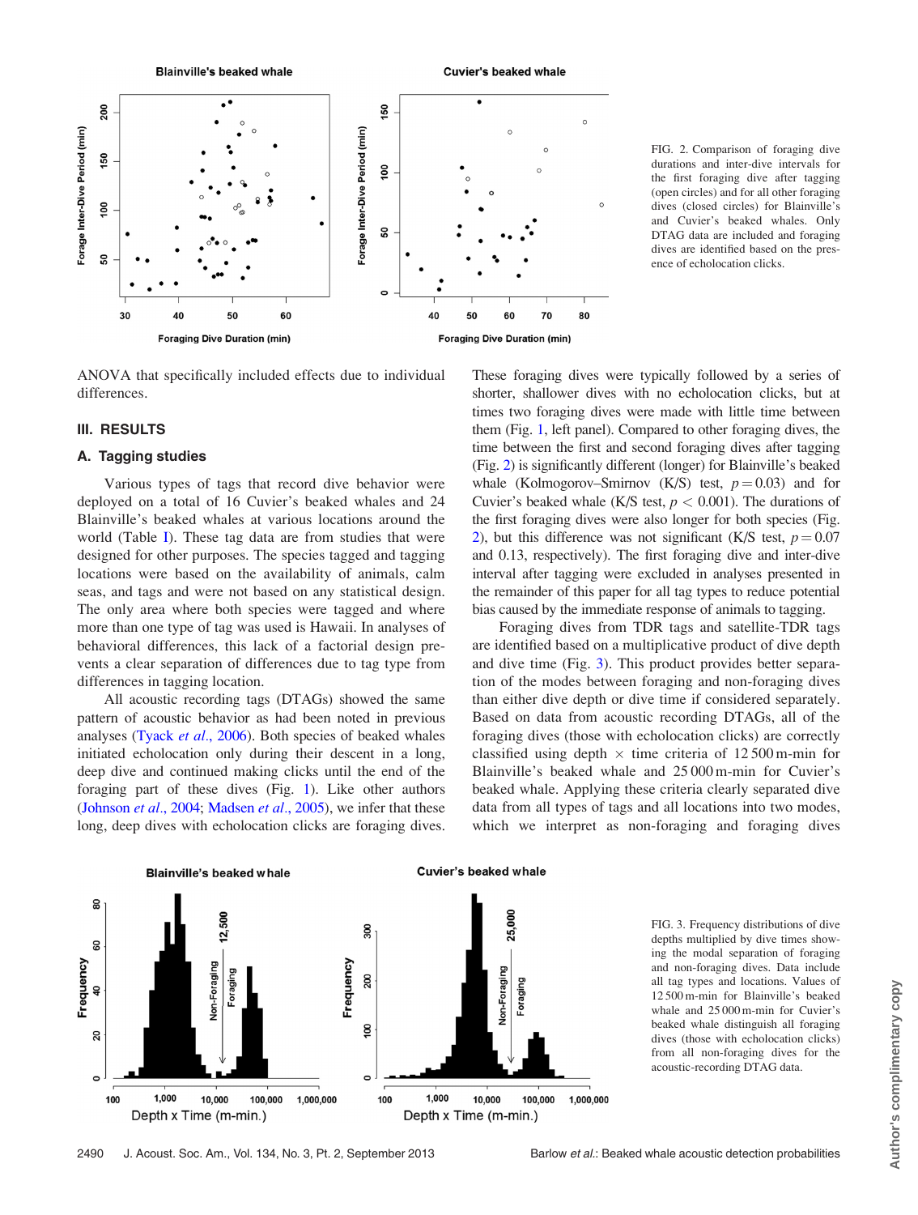FIG. 2. Comparison of foraging dive durations and inter-dive intervals for the first foraging dive after tagging (open circles) and for all other foraging dives (closed circles) for Blainville's and Cuvier's beaked whales. Only DTAG data are included and foraging dives are identified based on the presence of echolocation clicks.

ANOVA that specifically included effects due to individual differences.

## III. RESULTS

### A. Tagging studies

Various types of tags that record dive behavior were deployed on a total of 16 Cuvier's beaked whales and 24 Blainville's beaked whales at various locations around the world (Table I). These tag data are from studies that were designed for other purposes. The species tagged and tagging locations were based on the availability of animals, calm seas, and tags and were not based on any statistical design. The only area where both species were tagged and where more than one type of tag was used is Hawaii. In analyses of behavioral differences, this lack of a factorial design prevents a clear separation of differences due to tag type from differences in tagging location.

All acoustic recording tags (DTAGs) showed the same pattern of acoustic behavior as had been noted in previous analyses (Tyack *et al.*, 2006). Both species of beaked whales initiated echolocation only during their descent in a long, deep dive and continued making clicks until the end of the foraging part of these dives (Fig. 1). Like other authors (Johnson *et al.*, 2004; Madsen *et al.*, 2005), we infer that these long, deep dives with echolocation clicks are foraging dives. These foraging dives were typically followed by a series of shorter, shallower dives with no echolocation clicks, but at times two foraging dives were made with little time between them (Fig. 1, left panel). Compared to other foraging dives, the time between the first and second foraging dives after tagging (Fig. 2) is significantly different (longer) for Blainville's beaked whale (Kolmogorov–Smirnov (K/S) test, $p = 0.03$) and for Cuvier's beaked whale (K/S test, $p < 0.001$). The durations of the first foraging dives were also longer for both species (Fig. 2), but this difference was not significant (K/S test, $p = 0.07$ and 0.13, respectively). The first foraging dive and inter-dive interval after tagging were excluded in analyses presented in the remainder of this paper for all tag types to reduce potential bias caused by the immediate response of animals to tagging.

Foraging dives from TDR tags and satellite-TDR tags are identified based on a multiplicative product of dive depth and dive time (Fig. 3). This product provides better separation of the modes between foraging and non-foraging dives than either dive depth or dive time if considered separately. Based on data from acoustic recording DTAGs, all of the foraging dives (those with echolocation clicks) are correctly classified using depth $\times$ time criteria of 12 500 m-min for Blainville's beaked whale and 25 000 m-min for Cuvier's beaked whale. Applying these criteria clearly separated dive data from all types of tags and all locations into two modes, which we interpret as non-foraging and foraging dives

FIG. 3. Frequency distributions of dive depths multiplied by dive times showing the modal separation of foraging and non-foraging dives. Data include all tag types and locations. Values of 12 500 m-min for Blainville's beaked whale and 25 000 m-min for Cuvier's beaked whale distinguish all foraging dives (those with echolocation clicks) from all non-foraging dives for the acoustic-recording DTAG data.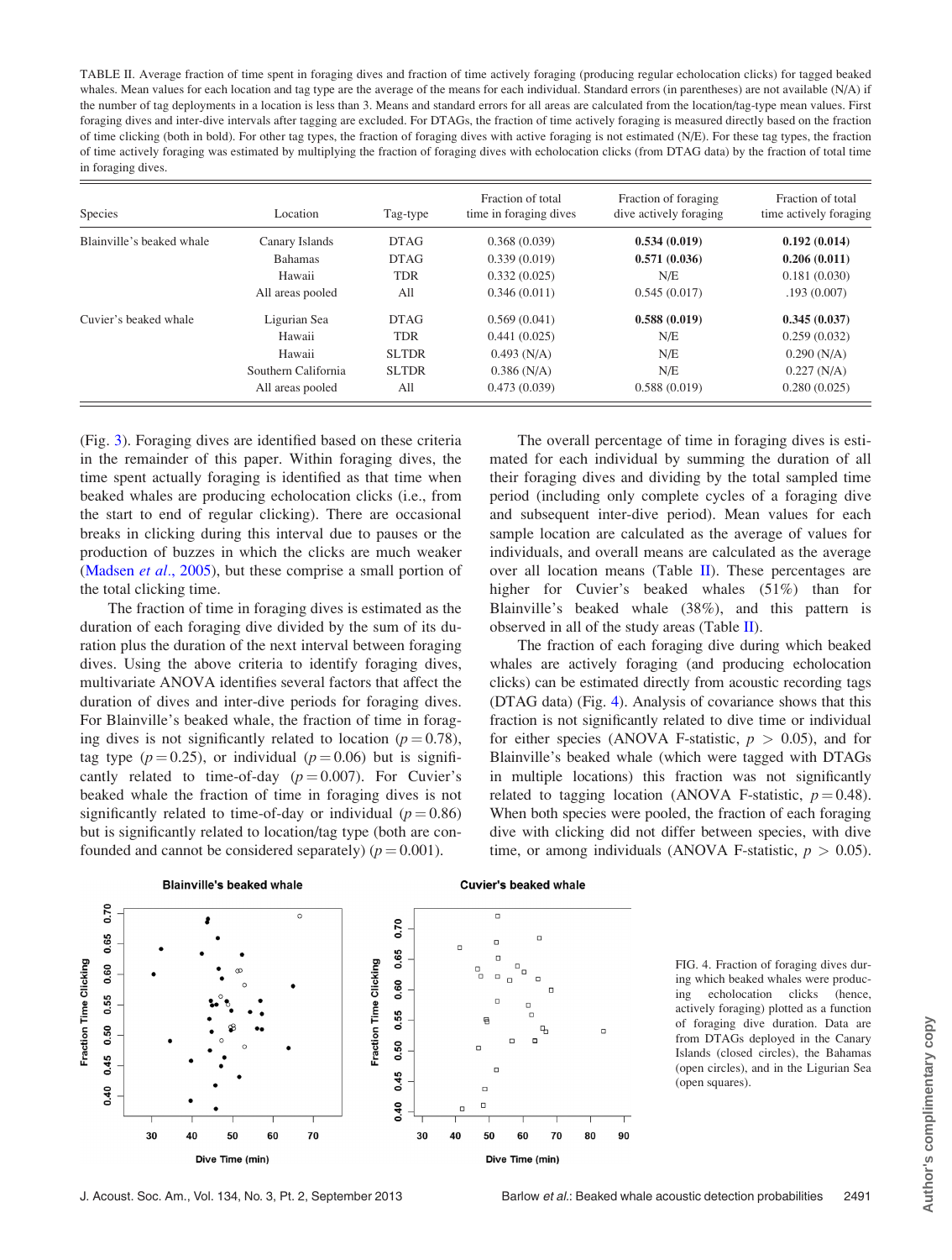TABLE II. Average fraction of time spent in foraging dives and fraction of time actively foraging (producing regular echolocation clicks) for tagged beaked whales. Mean values for each location and tag type are the average of the means for each individual. Standard errors (in parentheses) are not available (N/A) if the number of tag deployments in a location is less than 3. Means and standard errors for all areas are calculated from the location/tag-type mean values. First foraging dives and inter-dive intervals after tagging are excluded. For DTAGs, the fraction of time actively foraging is measured directly based on the fraction of time clicking (both in bold). For other tag types, the fraction of foraging dives with active foraging is not estimated (N/E). For these tag types, the fraction of time actively foraging was estimated by multiplying the fraction of foraging dives with echolocation clicks (from DTAG data) by the fraction of total time in foraging dives.

| Species | Location | Tag-type | Fraction of total time in foraging dives | Fraction of foraging dive actively foraging | Fraction of total time actively foraging |
|---|---|---|---|---|---|
| Blainville's beaked whale | Canary Islands | DTAG | 0.368 (0.039) | **0.534 (0.019)** | **0.192 (0.014)** |
| | Bahamas | DTAG | 0.339 (0.019) | **0.571 (0.036)** | **0.206 (0.011)** |
| | Hawaii | TDR | 0.332 (0.025) | N/E | 0.181 (0.030) |
| | All areas pooled | All | 0.346 (0.011) | 0.545 (0.017) | .193 (0.007) |
| Cuvier's beaked whale | Ligurian Sea | DTAG | 0.569 (0.041) | **0.588 (0.019)** | **0.345 (0.037)** |
| | Hawaii | TDR | 0.441 (0.025) | N/E | 0.259 (0.032) |
| | Hawaii | SLTDR | 0.493 (N/A) | N/E | 0.290 (N/A) |
| | Southern California | SLTDR | 0.386 (N/A) | N/E | 0.227 (N/A) |
| | All areas pooled | All | 0.473 (0.039) | 0.588 (0.019) | 0.280 (0.025) |

(Fig. 3). Foraging dives are identified based on these criteria in the remainder of this paper. Within foraging dives, the time spent actually foraging is identified as that time when beaked whales are producing echolocation clicks (i.e., from the start to end of regular clicking). There are occasional breaks in clicking during this interval due to pauses or the production of buzzes in which the clicks are much weaker (Madsen *et al.*, 2005), but these comprise a small portion of the total clicking time.

The fraction of time in foraging dives is estimated as the duration of each foraging dive divided by the sum of its duration plus the duration of the next interval between foraging dives. Using the above criteria to identify foraging dives, multivariate ANOVA identifies several factors that affect the duration of dives and inter-dive periods for foraging dives. For Blainville's beaked whale, the fraction of time in foraging dives is not significantly related to location ($p = 0.78$), tag type ($p = 0.25$), or individual ($p = 0.06$) but is significantly related to time-of-day ($p = 0.007$). For Cuvier's beaked whale the fraction of time in foraging dives is not significantly related to time-of-day or individual ($p = 0.86$) but is significantly related to location/tag type (both are confounded and cannot be considered separately) ($p = 0.001$).

The overall percentage of time in foraging dives is estimated for each individual by summing the duration of all their foraging dives and dividing by the total sampled time period (including only complete cycles of a foraging dive and subsequent inter-dive period). Mean values for each sample location are calculated as the average of values for individuals, and overall means are calculated as the average over all location means (Table II). These percentages are higher for Cuvier's beaked whales (51%) than for Blainville's beaked whale (38%), and this pattern is observed in all of the study areas (Table II).

The fraction of each foraging dive during which beaked whales are actively foraging (and producing echolocation clicks) can be estimated directly from acoustic recording tags (DTAG data) (Fig. 4). Analysis of covariance shows that this fraction is not significantly related to dive time or individual for either species (ANOVA F-statistic, $p > 0.05$), and for Blainville's beaked whale (which were tagged with DTAGs in multiple locations) this fraction was not significantly related to tagging location (ANOVA F-statistic, $p = 0.48$). When both species were pooled, the fraction of each foraging dive with clicking did not differ between species, with dive time, or among individuals (ANOVA F-statistic, $p > 0.05$).

FIG. 4. Fraction of foraging dives during which beaked whales were producing echolocation clicks (hence, actively foraging) plotted as a function of foraging dive duration. Data are from DTAGs deployed in the Canary Islands (closed circles), the Bahamas (open circles), and in the Ligurian Sea (open squares).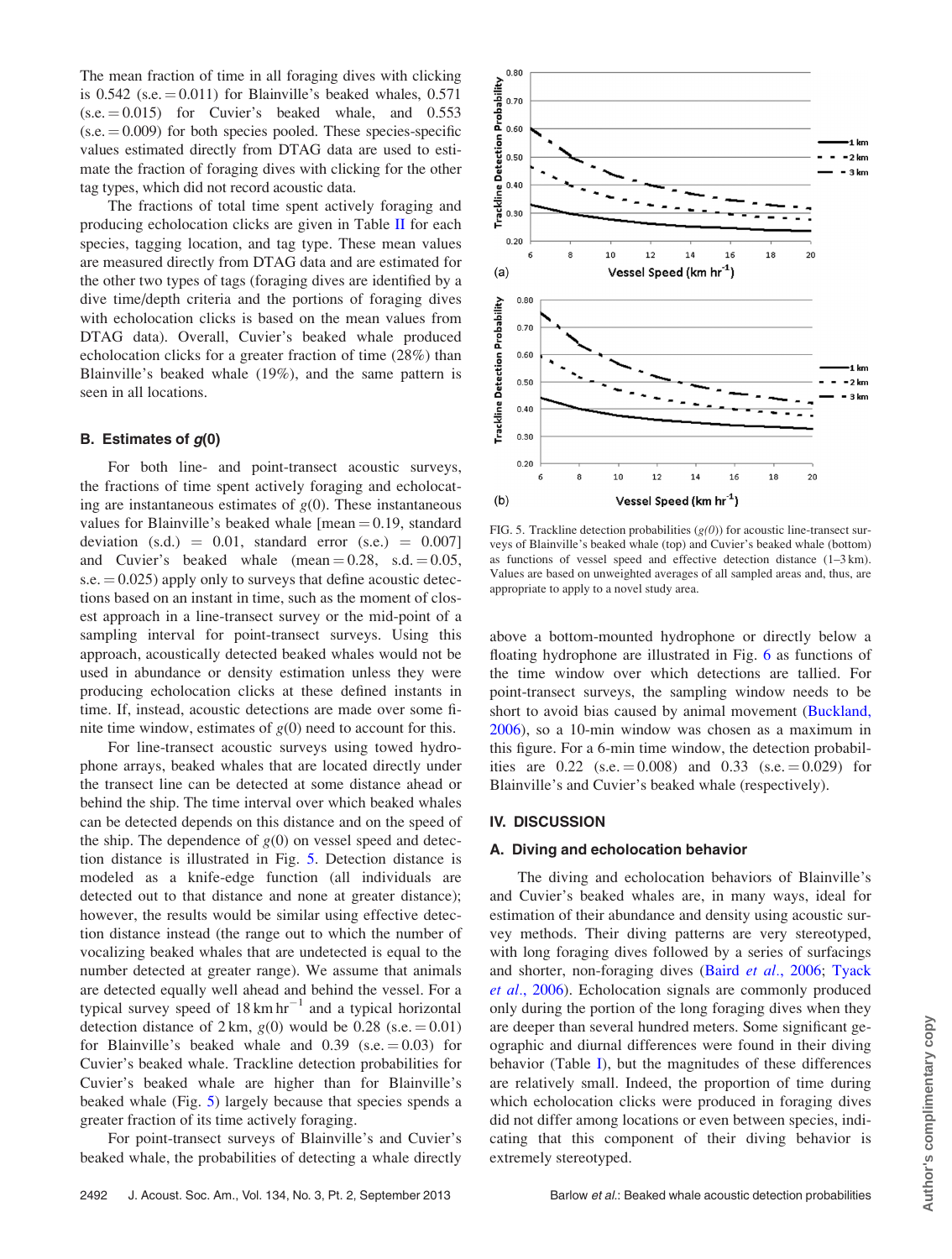The mean fraction of time in all foraging dives with clicking is 0.542 (s.e. = 0.011) for Blainville's beaked whales, 0.571 (s.e. = 0.015) for Cuvier's beaked whale, and 0.553 (s.e. = 0.009) for both species pooled. These species-specific values estimated directly from DTAG data are used to estimate the fraction of foraging dives with clicking for the other tag types, which did not record acoustic data.

The fractions of total time spent actively foraging and producing echolocation clicks are given in Table II for each species, tagging location, and tag type. These mean values are measured directly from DTAG data and are estimated for the other two types of tags (foraging dives are identified by a dive time/depth criteria and the portions of foraging dives with echolocation clicks is based on the mean values from DTAG data). Overall, Cuvier's beaked whale produced echolocation clicks for a greater fraction of time (28%) than Blainville's beaked whale (19%), and the same pattern is seen in all locations.

### B. Estimates of *g*(0)

For both line- and point-transect acoustic surveys, the fractions of time spent actively foraging and echolocating are instantaneous estimates of $g(0)$. These instantaneous values for Blainville's beaked whale [mean = 0.19, standard deviation (s.d.) = 0.01, standard error (s.e.) = 0.007] and Cuvier's beaked whale (mean = 0.28, s.d. = 0.05, s.e. = 0.025) apply only to surveys that define acoustic detections based on an instant in time, such as the moment of closest approach in a line-transect survey or the mid-point of a sampling interval for point-transect surveys. Using this approach, acoustically detected beaked whales would not be used in abundance or density estimation unless they were producing echolocation clicks at these defined instants in time. If, instead, acoustic detections are made over some finite time window, estimates of $g(0)$ need to account for this.

For line-transect acoustic surveys using towed hydrophone arrays, beaked whales that are located directly under the transect line can be detected at some distance ahead or behind the ship. The time interval over which beaked whales can be detected depends on this distance and on the speed of the ship. The dependence of $g(0)$ on vessel speed and detection distance is illustrated in Fig. 5. Detection distance is modeled as a knife-edge function (all individuals are detected out to that distance and none at greater distance); however, the results would be similar using effective detection distance instead (the range out to which the number of vocalizing beaked whales that are undetected is equal to the number detected at greater range). We assume that animals are detected equally well ahead and behind the vessel. For a typical survey speed of 18 km hr$^{-1}$ and a typical horizontal detection distance of 2 km, $g(0)$ would be 0.28 (s.e. = 0.01) for Blainville's beaked whale and 0.39 (s.e. = 0.03) for Cuvier's beaked whale. Trackline detection probabilities for Cuvier's beaked whale are higher than for Blainville's beaked whale (Fig. 5) largely because that species spends a greater fraction of its time actively foraging.

For point-transect surveys of Blainville's and Cuvier's beaked whale, the probabilities of detecting a whale directly above a bottom-mounted hydrophone or directly below a floating hydrophone are illustrated in Fig. 6 as functions of the time window over which detections are tallied. For point-transect surveys, the sampling window needs to be short to avoid bias caused by animal movement (Buckland, 2006), so a 10-min window was chosen as a maximum in this figure. For a 6-min time window, the detection probabilities are 0.22 (s.e. = 0.008) and 0.33 (s.e. = 0.029) for Blainville's and Cuvier's beaked whale (respectively).

FIG. 5. Trackline detection probabilities ($g(0)$) for acoustic line-transect surveys of Blainville's beaked whale (top) and Cuvier's beaked whale (bottom) as functions of vessel speed and effective detection distance (1–3 km). Values are based on unweighted averages of all sampled areas and, thus, are appropriate to apply to a novel study area.

## IV. DISCUSSION

### A. Diving and echolocation behavior

The diving and echolocation behaviors of Blainville's and Cuvier's beaked whales are, in many ways, ideal for estimation of their abundance and density using acoustic survey methods. Their diving patterns are very stereotyped, with long foraging dives followed by a series of surfacings and shorter, non-foraging dives (Baird *et al.*, 2006; Tyack *et al.*, 2006). Echolocation signals are commonly produced only during the portion of the long foraging dives when they are deeper than several hundred meters. Some significant geographic and diurnal differences were found in their diving behavior (Table I), but the magnitudes of these differences are relatively small. Indeed, the proportion of time during which echolocation clicks were produced in foraging dives did not differ among locations or even between species, indicating that this component of their diving behavior is extremely stereotyped.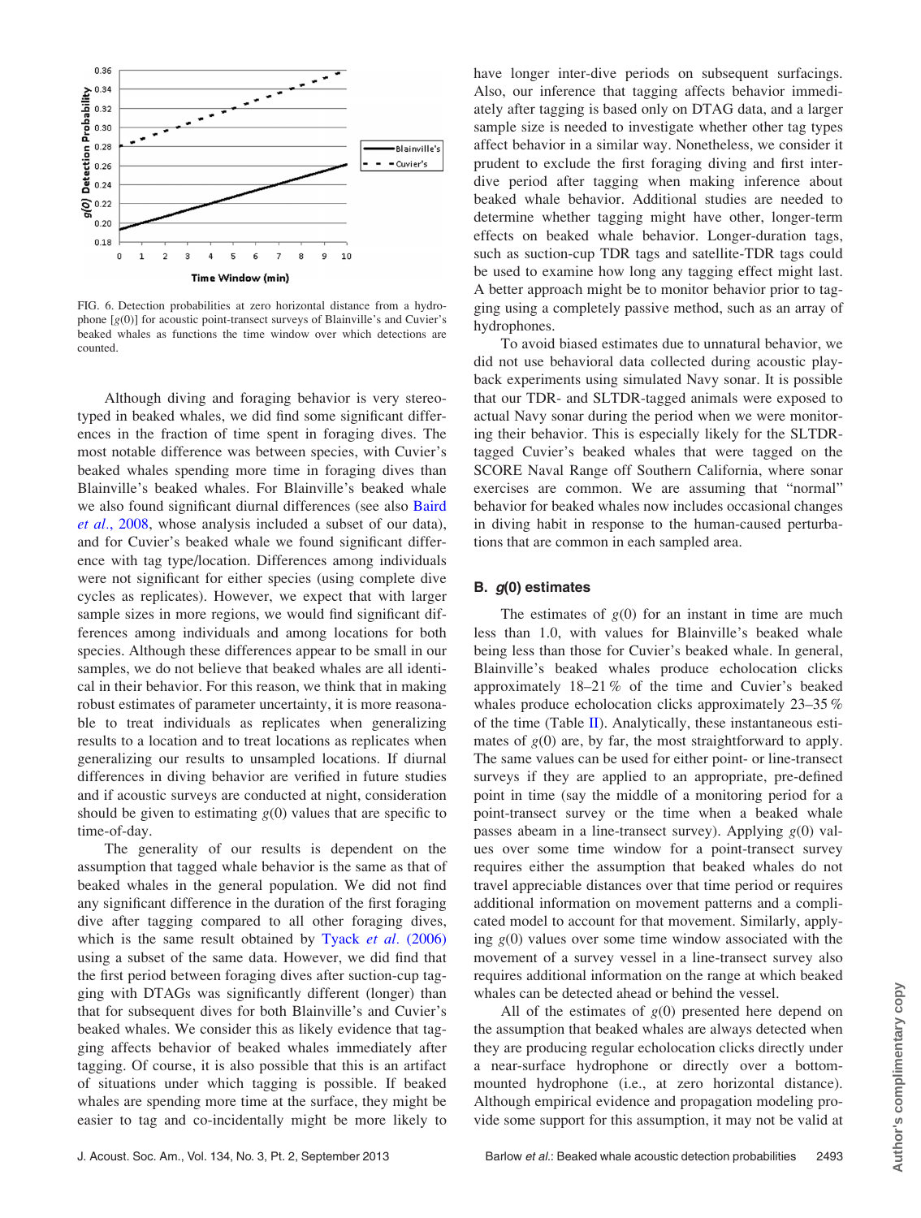FIG. 6. Detection probabilities at zero horizontal distance from a hydrophone [$g(0)$] for acoustic point-transect surveys of Blainville's and Cuvier's beaked whales as functions the time window over which detections are counted.

Although diving and foraging behavior is very stereotyped in beaked whales, we did find some significant differences in the fraction of time spent in foraging dives. The most notable difference was between species, with Cuvier's beaked whales spending more time in foraging dives than Blainville's beaked whales. For Blainville's beaked whale we also found significant diurnal differences (see also Baird *et al.*, 2008, whose analysis included a subset of our data), and for Cuvier's beaked whale we found significant difference with tag type/location. Differences among individuals were not significant for either species (using complete dive cycles as replicates). However, we expect that with larger sample sizes in more regions, we would find significant differences among individuals and among locations for both species. Although these differences appear to be small in our samples, we do not believe that beaked whales are all identical in their behavior. For this reason, we think that in making robust estimates of parameter uncertainty, it is more reasonable to treat individuals as replicates when generalizing results to a location and to treat locations as replicates when generalizing our results to unsampled locations. If diurnal differences in diving behavior are verified in future studies and if acoustic surveys are conducted at night, consideration should be given to estimating $g(0)$ values that are specific to time-of-day.

The generality of our results is dependent on the assumption that tagged whale behavior is the same as that of beaked whales in the general population. We did not find any significant difference in the duration of the first foraging dive after tagging compared to all other foraging dives, which is the same result obtained by Tyack *et al.* (2006) using a subset of the same data. However, we did find that the first period between foraging dives after suction-cup tagging with DTAGs was significantly different (longer) than that for subsequent dives for both Blainville's and Cuvier's beaked whales. We consider this as likely evidence that tagging affects behavior of beaked whales immediately after tagging. Of course, it is also possible that this is an artifact of situations under which tagging is possible. If beaked whales are spending more time at the surface, they might be easier to tag and co-incidentally might be more likely to have longer inter-dive periods on subsequent surfacings. Also, our inference that tagging affects behavior immediately after tagging is based only on DTAG data, and a larger sample size is needed to investigate whether other tag types affect behavior in a similar way. Nonetheless, we consider it prudent to exclude the first foraging diving and first inter-dive period after tagging when making inference about beaked whale behavior. Additional studies are needed to determine whether tagging might have other, longer-term effects on beaked whale behavior. Longer-duration tags, such as suction-cup TDR tags and satellite-TDR tags could be used to examine how long any tagging effect might last. A better approach might be to monitor behavior prior to tagging using a completely passive method, such as an array of hydrophones.

To avoid biased estimates due to unnatural behavior, we did not use behavioral data collected during acoustic playback experiments using simulated Navy sonar. It is possible that our TDR- and SLTDR-tagged animals were exposed to actual Navy sonar during the period when we were monitoring their behavior. This is especially likely for the SLTDR-tagged Cuvier's beaked whales that were tagged on the SCORE Naval Range off Southern California, where sonar exercises are common. We are assuming that "normal" behavior for beaked whales now includes occasional changes in diving habit in response to the human-caused perturbations that are common in each sampled area.

## B. $g(0)$ estimates

The estimates of $g(0)$ for an instant in time are much less than 1.0, with values for Blainville's beaked whale being less than those for Cuvier's beaked whale. In general, Blainville's beaked whales produce echolocation clicks approximately 18–21 % of the time and Cuvier's beaked whales produce echolocation clicks approximately 23–35 % of the time (Table II). Analytically, these instantaneous estimates of $g(0)$ are, by far, the most straightforward to apply. The same values can be used for either point- or line-transect surveys if they are applied to an appropriate, pre-defined point in time (say the middle of a monitoring period for a point-transect survey or the time when a beaked whale passes abeam in a line-transect survey). Applying $g(0)$ values over some time window for a point-transect survey requires either the assumption that beaked whales do not travel appreciable distances over that time period or requires additional information on movement patterns and a complicated model to account for that movement. Similarly, applying $g(0)$ values over some time window associated with the movement of a survey vessel in a line-transect survey also requires additional information on the range at which beaked whales can be detected ahead or behind the vessel.

All of the estimates of $g(0)$ presented here depend on the assumption that beaked whales are always detected when they are producing regular echolocation clicks directly under a near-surface hydrophone or directly over a bottom-mounted hydrophone (i.e., at zero horizontal distance). Although empirical evidence and propagation modeling provide some support for this assumption, it may not be valid at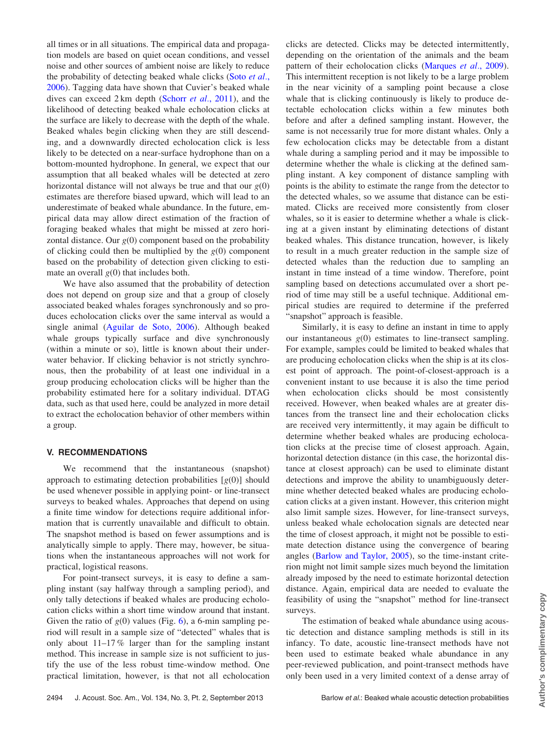all times or in all situations. The empirical data and propagation models are based on quiet ocean conditions, and vessel noise and other sources of ambient noise are likely to reduce the probability of detecting beaked whale clicks (Soto *et al.*, 2006). Tagging data have shown that Cuvier's beaked whale dives can exceed 2 km depth (Schorr *et al.*, 2011), and the likelihood of detecting beaked whale echolocation clicks at the surface are likely to decrease with the depth of the whale. Beaked whales begin clicking when they are still descending, and a downwardly directed echolocation click is less likely to be detected on a near-surface hydrophone than on a bottom-mounted hydrophone. In general, we expect that our assumption that all beaked whales will be detected at zero horizontal distance will not always be true and that our $g(0)$ estimates are therefore biased upward, which will lead to an underestimate of beaked whale abundance. In the future, empirical data may allow direct estimation of the fraction of foraging beaked whales that might be missed at zero horizontal distance. Our $g(0)$ component based on the probability of clicking could then be multiplied by the $g(0)$ component based on the probability of detection given clicking to estimate an overall $g(0)$ that includes both.

We have also assumed that the probability of detection does not depend on group size and that a group of closely associated beaked whales forages synchronously and so produces echolocation clicks over the same interval as would a single animal (Aguilar de Soto, 2006). Although beaked whale groups typically surface and dive synchronously (within a minute or so), little is known about their underwater behavior. If clicking behavior is not strictly synchronous, then the probability of at least one individual in a group producing echolocation clicks will be higher than the probability estimated here for a solitary individual. DTAG data, such as that used here, could be analyzed in more detail to extract the echolocation behavior of other members within a group.

## V. RECOMMENDATIONS

We recommend that the instantaneous (snapshot) approach to estimating detection probabilities [$g(0)$] should be used whenever possible in applying point- or line-transect surveys to beaked whales. Approaches that depend on using a finite time window for detections require additional information that is currently unavailable and difficult to obtain. The snapshot method is based on fewer assumptions and is analytically simple to apply. There may, however, be situations when the instantaneous approaches will not work for practical, logistical reasons.

For point-transect surveys, it is easy to define a sampling instant (say halfway through a sampling period), and only tally detections if beaked whales are producing echolocation clicks within a short time window around that instant. Given the ratio of $g(0)$ values (Fig. 6), a 6-min sampling period will result in a sample size of "detected" whales that is only about 11–17 % larger than for the sampling instant method. This increase in sample size is not sufficient to justify the use of the less robust time-window method. One practical limitation, however, is that not all echolocation clicks are detected. Clicks may be detected intermittently, depending on the orientation of the animals and the beam pattern of their echolocation clicks (Marques *et al.*, 2009). This intermittent reception is not likely to be a large problem in the near vicinity of a sampling point because a close whale that is clicking continuously is likely to produce detectable echolocation clicks within a few minutes both before and after a defined sampling instant. However, the same is not necessarily true for more distant whales. Only a few echolocation clicks may be detectable from a distant whale during a sampling period and it may be impossible to determine whether the whale is clicking at the defined sampling instant. A key component of distance sampling with points is the ability to estimate the range from the detector to the detected whales, so we assume that distance can be estimated. Clicks are received more consistently from closer whales, so it is easier to determine whether a whale is clicking at a given instant by eliminating detections of distant beaked whales. This distance truncation, however, is likely to result in a much greater reduction in the sample size of detected whales than the reduction due to sampling an instant in time instead of a time window. Therefore, point sampling based on detections accumulated over a short period of time may still be a useful technique. Additional empirical studies are required to determine if the preferred "snapshot" approach is feasible.

Similarly, it is easy to define an instant in time to apply our instantaneous $g(0)$ estimates to line-transect sampling. For example, samples could be limited to beaked whales that are producing echolocation clicks when the ship is at its closest point of approach. The point-of-closest-approach is a convenient instant to use because it is also the time period when echolocation clicks should be most consistently received. However, when beaked whales are at greater distances from the transect line and their echolocation clicks are received very intermittently, it may again be difficult to determine whether beaked whales are producing echolocation clicks at the precise time of closest approach. Again, horizontal detection distance (in this case, the horizontal distance at closest approach) can be used to eliminate distant detections and improve the ability to unambiguously determine whether detected beaked whales are producing echolocation clicks at a given instant. However, this criterion might also limit sample sizes. However, for line-transect surveys, unless beaked whale echolocation signals are detected near the time of closest approach, it might not be possible to estimate detection distance using the convergence of bearing angles (Barlow and Taylor, 2005), so the time-instant criterion might not limit sample sizes much beyond the limitation already imposed by the need to estimate horizontal detection distance. Again, empirical data are needed to evaluate the feasibility of using the "snapshot" method for line-transect surveys.

The estimation of beaked whale abundance using acoustic detection and distance sampling methods is still in its infancy. To date, acoustic line-transect methods have not been used to estimate beaked whale abundance in any peer-reviewed publication, and point-transect methods have only been used in a very limited context of a dense array of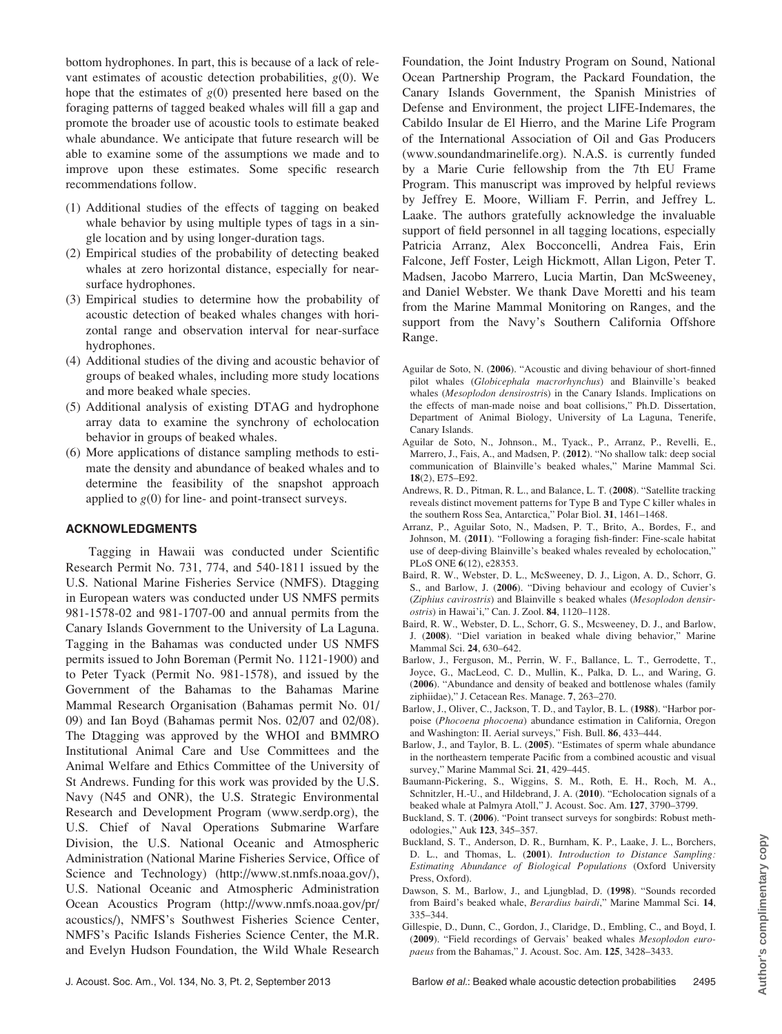bottom hydrophones. In part, this is because of a lack of relevant estimates of acoustic detection probabilities, $g(0)$. We hope that the estimates of $g(0)$ presented here based on the foraging patterns of tagged beaked whales will fill a gap and promote the broader use of acoustic tools to estimate beaked whale abundance. We anticipate that future research will be able to examine some of the assumptions we made and to improve upon these estimates. Some specific research recommendations follow.

(1) Additional studies of the effects of tagging on beaked whale behavior by using multiple types of tags in a single location and by using longer-duration tags.
(2) Empirical studies of the probability of detecting beaked whales at zero horizontal distance, especially for near-surface hydrophones.
(3) Empirical studies to determine how the probability of acoustic detection of beaked whales changes with horizontal range and observation interval for near-surface hydrophones.
(4) Additional studies of the diving and acoustic behavior of groups of beaked whales, including more study locations and more beaked whale species.
(5) Additional analysis of existing DTAG and hydrophone array data to examine the synchrony of echolocation behavior in groups of beaked whales.
(6) More applications of distance sampling methods to estimate the density and abundance of beaked whales and to determine the feasibility of the snapshot approach applied to $g(0)$ for line- and point-transect surveys.

## ACKNOWLEDGMENTS

Tagging in Hawaii was conducted under Scientific Research Permit No. 731, 774, and 540-1811 issued by the U.S. National Marine Fisheries Service (NMFS). Dtagging in European waters was conducted under US NMFS permits 981-1578-02 and 981-1707-00 and annual permits from the Canary Islands Government to the University of La Laguna. Tagging in the Bahamas was conducted under US NMFS permits issued to John Boreman (Permit No. 1121-1900) and to Peter Tyack (Permit No. 981-1578), and issued by the Government of the Bahamas to the Bahamas Marine Mammal Research Organisation (Bahamas permit No. 01/09) and Ian Boyd (Bahamas permit Nos. 02/07 and 02/08). The Dtagging was approved by the WHOI and BMMRO Institutional Animal Care and Use Committees and the Animal Welfare and Ethics Committee of the University of St Andrews. Funding for this work was provided by the U.S. Navy (N45 and ONR), the U.S. Strategic Environmental Research and Development Program (www.serdp.org), the U.S. Chief of Naval Operations Submarine Warfare Division, the U.S. National Oceanic and Atmospheric Administration (National Marine Fisheries Service, Office of Science and Technology) (http://www.st.nmfs.noaa.gov/), U.S. National Oceanic and Atmospheric Administration Ocean Acoustics Program (http://www.nmfs.noaa.gov/pr/acoustics/), NMFS's Southwest Fisheries Science Center, NMFS's Pacific Islands Fisheries Science Center, the M.R. and Evelyn Hudson Foundation, the Wild Whale Research Foundation, the Joint Industry Program on Sound, National Ocean Partnership Program, the Packard Foundation, the Canary Islands Government, the Spanish Ministries of Defense and Environment, the project LIFE-Indemares, the Cabildo Insular de El Hierro, and the Marine Life Program of the International Association of Oil and Gas Producers (www.soundandmarinelife.org). N.A.S. is currently funded by a Marie Curie fellowship from the 7th EU Frame Program. This manuscript was improved by helpful reviews by Jeffrey E. Moore, William F. Perrin, and Jeffrey L. Laake. The authors gratefully acknowledge the invaluable support of field personnel in all tagging locations, especially Patricia Arranz, Alex Bocconcelli, Andrea Fais, Erin Falcone, Jeff Foster, Leigh Hickmott, Allan Ligon, Peter T. Madsen, Jacobo Marrero, Lucia Martin, Dan McSweeney, and Daniel Webster. We thank Dave Moretti and his team from the Marine Mammal Monitoring on Ranges, and the support from the Navy's Southern California Offshore Range.

Aguilar de Soto, N. (**2006**). "Acoustic and diving behaviour of short-finned pilot whales (*Globicephala macrorhynchus*) and Blainville's beaked whales (*Mesoplodon densirostris*) in the Canary Islands. Implications on the effects of man-made noise and boat collisions," Ph.D. Dissertation, Department of Animal Biology, University of La Laguna, Tenerife, Canary Islands.

Aguilar de Soto, N., Johnson., M., Tyack., P., Arranz, P., Revelli, E., Marrero, J., Fais, A., and Madsen, P. (**2012**). "No shallow talk: deep social communication of Blainville's beaked whales," Marine Mammal Sci. **18**(2), E75–E92.

Andrews, R. D., Pitman, R. L., and Balance, L. T. (**2008**). "Satellite tracking reveals distinct movement patterns for Type B and Type C killer whales in the southern Ross Sea, Antarctica," Polar Biol. **31**, 1461–1468.

Arranz, P., Aguilar Soto, N., Madsen, P. T., Brito, A., Bordes, F., and Johnson, M. (**2011**). "Following a foraging fish-finder: Fine-scale habitat use of deep-diving Blainville's beaked whales revealed by echolocation," PLoS ONE **6**(12), e28353.

Baird, R. W., Webster, D. L., McSweeney, D. J., Ligon, A. D., Schorr, G. S., and Barlow, J. (**2006**). "Diving behaviour and ecology of Cuvier's (*Ziphius cavirostris*) and Blainville s beaked whales (*Mesoplodon densirostris*) in Hawai'i," Can. J. Zool. **84**, 1120–1128.

Baird, R. W., Webster, D. L., Schorr, G. S., Mcsweeney, D. J., and Barlow, J. (**2008**). "Diel variation in beaked whale diving behavior," Marine Mammal Sci. **24**, 630–642.

Barlow, J., Ferguson, M., Perrin, W. F., Ballance, L. T., Gerrodette, T., Joyce, G., MacLeod, C. D., Mullin, K., Palka, D. L., and Waring, G. (**2006**). "Abundance and density of beaked and bottlenose whales (family ziphiidae)," J. Cetacean Res. Manage. **7**, 263–270.

Barlow, J., Oliver, C., Jackson, T. D., and Taylor, B. L. (**1988**). "Harbor porpoise (*Phocoena phocoena*) abundance estimation in California, Oregon and Washington: II. Aerial surveys," Fish. Bull. **86**, 433–444.

Barlow, J., and Taylor, B. L. (**2005**). "Estimates of sperm whale abundance in the northeastern temperate Pacific from a combined acoustic and visual survey," Marine Mammal Sci. **21**, 429–445.

Baumann-Pickering, S., Wiggins, S. M., Roth, E. H., Roch, M. A., Schnitzler, H.-U., and Hildebrand, J. A. (**2010**). "Echolocation signals of a beaked whale at Palmyra Atoll," J. Acoust. Soc. Am. **127**, 3790–3799.

Buckland, S. T. (**2006**). "Point transect surveys for songbirds: Robust methodologies," Auk **123**, 345–357.

Buckland, S. T., Anderson, D. R., Burnham, K. P., Laake, J. L., Borchers, D. L., and Thomas, L. (**2001**). *Introduction to Distance Sampling: Estimating Abundance of Biological Populations* (Oxford University Press, Oxford).

Dawson, S. M., Barlow, J., and Ljungblad, D. (**1998**). "Sounds recorded from Baird's beaked whale, *Berardius bairdi*," Marine Mammal Sci. **14**, 335–344.

Gillespie, D., Dunn, C., Gordon, J., Claridge, D., Embling, C., and Boyd, I. (**2009**). "Field recordings of Gervais' beaked whales *Mesoplodon europaeus* from the Bahamas," J. Acoust. Soc. Am. **125**, 3428–3433.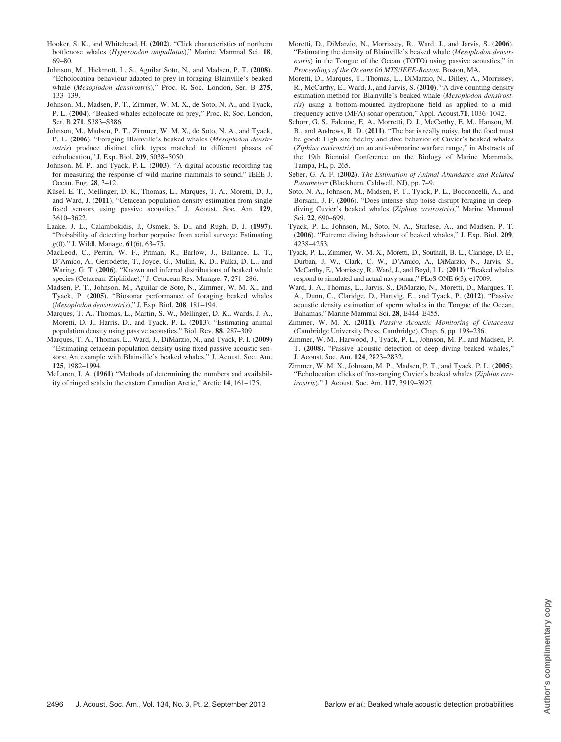Hooker, S. K., and Whitehead, H. (**2002**). "Click characteristics of northern bottlenose whales (*Hyperoodon ampullatus*)," Marine Mammal Sci. **18**, 69–80.

Johnson, M., Hickmott, L. S., Aguilar Soto, N., and Madsen, P. T. (**2008**). "Echolocation behaviour adapted to prey in foraging Blainville's beaked whale (*Mesoplodon densirostris*)," Proc. R. Soc. London, Ser. B **275**, 133–139.

Johnson, M., Madsen, P. T., Zimmer, W. M. X., de Soto, N. A., and Tyack, P. L. (**2004**). "Beaked whales echolocate on prey," Proc. R. Soc. London, Ser. B **271**, S383–S386.

Johnson, M., Madsen, P. T., Zimmer, W. M. X., de Soto, N. A., and Tyack, P. L. (**2006**). "Foraging Blainville's beaked whales (*Mesoplodon densirostris*) produce distinct click types matched to different phases of echolocation," J. Exp. Biol. **209**, 5038–5050.

Johnson, M. P., and Tyack, P. L. (**2003**). "A digital acoustic recording tag for measuring the response of wild marine mammals to sound," IEEE J. Ocean. Eng. **28**, 3–12.

Küsel, E. T., Mellinger, D. K., Thomas, L., Marques, T. A., Moretti, D. J., and Ward, J. (**2011**). "Cetacean population density estimation from single fixed sensors using passive acoustics," J. Acoust. Soc. Am. **129**, 3610–3622.

Laake, J. L., Calambokidis, J., Osmek, S. D., and Rugh, D. J. (**1997**). "Probability of detecting harbor porpoise from aerial surveys: Estimating *g*(0)," J. Wildl. Manage. **61**(6), 63–75.

MacLeod, C., Perrin, W. F., Pitman, R., Barlow, J., Ballance, L. T., D'Amico, A., Gerrodette, T., Joyce, G., Mullin, K. D., Palka, D. L., and Waring, G. T. (**2006**). "Known and inferred distributions of beaked whale species (Cetacean: Ziphiidae)," J. Cetacean Res. Manage. **7**, 271–286.

Madsen, P. T., Johnson, M., Aguilar de Soto, N., Zimmer, W. M. X., and Tyack, P. (**2005**). "Biosonar performance of foraging beaked whales (*Mesoplodon densirostris*)," J. Exp. Biol. **208**, 181–194.

Marques, T. A., Thomas, L., Martin, S. W., Mellinger, D. K., Wards, J. A., Moretti, D. J., Harris, D., and Tyack, P. L. (**2013**). "Estimating animal population density using passive acoustics," Biol. Rev. **88**, 287–309.

Marques, T. A., Thomas, L., Ward, J., DiMarzio, N., and Tyack, P. I. (**2009**) "Estimating cetacean population density using fixed passive acoustic sensors: An example with Blainville's beaked whales," J. Acoust. Soc. Am. **125**, 1982–1994.

McLaren, I. A. (**1961**) "Methods of determining the numbers and availability of ringed seals in the eastern Canadian Arctic," Arctic **14**, 161–175.

Moretti, D., DiMarzio, N., Morrissey, R., Ward, J., and Jarvis, S. (**2006**). "Estimating the density of Blainville's beaked whale (*Mesoplodon densirostris*) in the Tongue of the Ocean (TOTO) using passive acoustics," in *Proceedings of the Oceans'06 MTS/IEEE-Boston*, Boston, MA.

Moretti, D., Marques, T., Thomas, L., DiMarzio, N., Dilley, A., Morrissey, R., McCarthy, E., Ward, J., and Jarvis, S. (**2010**). "A dive counting density estimation method for Blainville's beaked whale (*Mesoplodon densirostris*) using a bottom-mounted hydrophone field as applied to a mid-frequency active (MFA) sonar operation," Appl. Acoust.**71**, 1036–1042.

Schorr, G. S., Falcone, E. A., Morretti, D. J., McCarthy, E. M., Hanson, M. B., and Andrews, R. D. (**2011**). "The bar is really noisy, but the food must be good: High site fidelity and dive behavior of Cuvier's beaked whales (*Ziphius cavirostris*) on an anti-submarine warfare range," in Abstracts of the 19th Biennial Conference on the Biology of Marine Mammals, Tampa, FL, p. 265.

Seber, G. A. F. (**2002**). *The Estimation of Animal Abundance and Related Parameters* (Blackburn, Caldwell, NJ), pp. 7–9.

Soto, N. A., Johnson, M., Madsen, P. T., Tyack, P. L., Bocconcelli, A., and Borsani, J. F. (**2006**). "Does intense ship noise disrupt foraging in deep-diving Cuvier's beaked whales (*Ziphius cavirostris*)," Marine Mammal Sci. **22**, 690–699.

Tyack, P. L., Johnson, M., Soto, N. A., Sturlese, A., and Madsen, P. T. (**2006**). "Extreme diving behaviour of beaked whales," J. Exp. Biol. **209**, 4238–4253.

Tyack, P. L., Zimmer, W. M. X., Moretti, D., Southall, B. L., Claridge, D. E., Durban, J. W., Clark, C. W., D'Amico, A., DiMarzio, N., Jarvis, S., McCarthy, E., Morrissey, R., Ward, J., and Boyd, I. L. (**2011**). "Beaked whales respond to simulated and actual navy sonar," PLoS ONE **6**(3), e17009.

Ward, J. A., Thomas, L., Jarvis, S., DiMarzio, N., Moretti, D., Marques, T. A., Dunn, C., Claridge, D., Hartvig, E., and Tyack, P. (**2012**). "Passive acoustic density estimation of sperm whales in the Tongue of the Ocean, Bahamas," Marine Mammal Sci. **28**, E444–E455.

Zimmer, W. M. X. (**2011**). *Passive Acoustic Monitoring of Cetaceans* (Cambridge University Press, Cambridge), Chap. 6, pp. 198–236.

Zimmer, W. M., Harwood, J., Tyack, P. L., Johnson, M. P., and Madsen, P. T. (**2008**). "Passive acoustic detection of deep diving beaked whales," J. Acoust. Soc. Am. **124**, 2823–2832.

Zimmer, W. M. X., Johnson, M. P., Madsen, P. T., and Tyack, P. L. (**2005**). "Echolocation clicks of free-ranging Cuvier's beaked whales (*Ziphius cavirostris*)," J. Acoust. Soc. Am. **117**, 3919–3927.